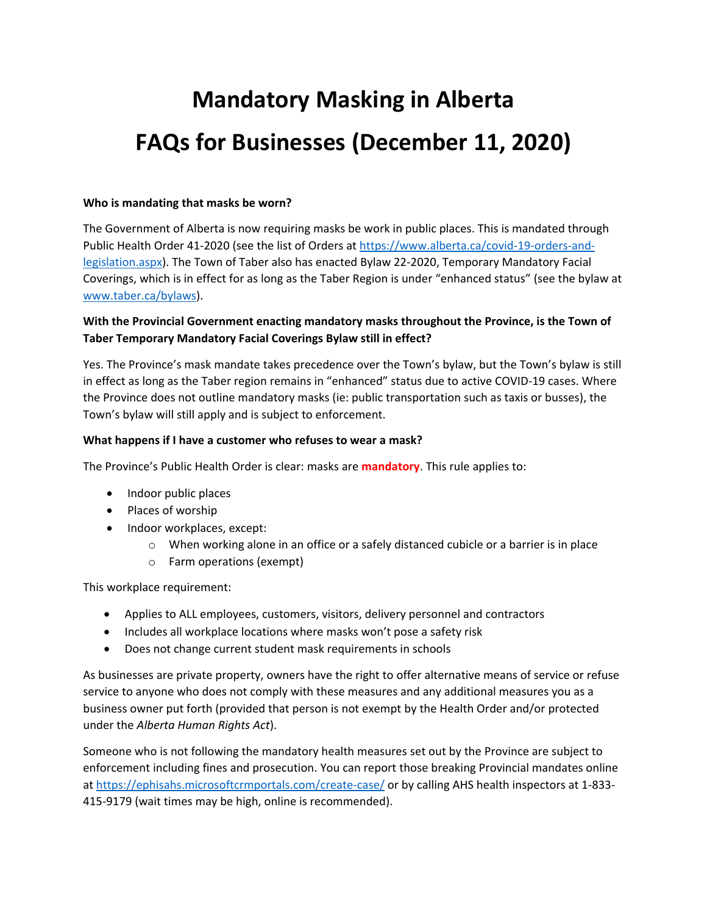# Mandatory Masking in Alberta

# FAQs for Businesses (December 11, 2020)

**Who is mandating that masks be worn?**

The Government of Alberta is now requiring masks be work in public places. This is mandated through Public Health Order 41-2020 (see the list of Orders at https://www.alberta.ca/covid-19-orders-and-legislation.aspx). The Town of Taber also has enacted Bylaw 22-2020, Temporary Mandatory Facial Coverings, which is in effect for as long as the Taber Region is under "enhanced status" (see the bylaw at www.taber.ca/bylaws).

**With the Provincial Government enacting mandatory masks throughout the Province, is the Town of Taber Temporary Mandatory Facial Coverings Bylaw still in effect?**

Yes. The Province's mask mandate takes precedence over the Town's bylaw, but the Town's bylaw is still in effect as long as the Taber region remains in "enhanced" status due to active COVID-19 cases. Where the Province does not outline mandatory masks (ie: public transportation such as taxis or busses), the Town's bylaw will still apply and is subject to enforcement.

**What happens if I have a customer who refuses to wear a mask?**

The Province's Public Health Order is clear: masks are **mandatory**. This rule applies to:

- Indoor public places
- Places of worship
- Indoor workplaces, except:
  - When working alone in an office or a safely distanced cubicle or a barrier is in place
  - Farm operations (exempt)

This workplace requirement:

- Applies to ALL employees, customers, visitors, delivery personnel and contractors
- Includes all workplace locations where masks won't pose a safety risk
- Does not change current student mask requirements in schools

As businesses are private property, owners have the right to offer alternative means of service or refuse service to anyone who does not comply with these measures and any additional measures you as a business owner put forth (provided that person is not exempt by the Health Order and/or protected under the *Alberta Human Rights Act*).

Someone who is not following the mandatory health measures set out by the Province are subject to enforcement including fines and prosecution. You can report those breaking Provincial mandates online at https://ephisahs.microsoftcrmportals.com/create-case/ or by calling AHS health inspectors at 1-833-415-9179 (wait times may be high, online is recommended).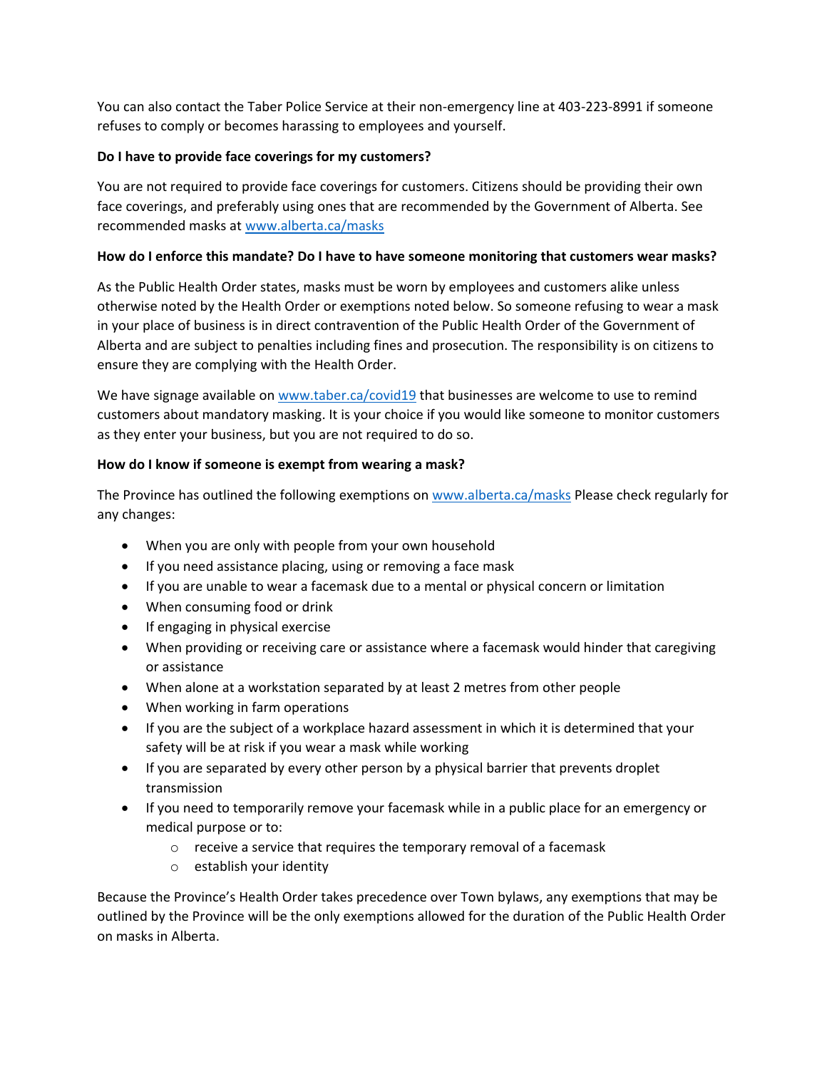You can also contact the Taber Police Service at their non-emergency line at 403-223-8991 if someone refuses to comply or becomes harassing to employees and yourself.

**Do I have to provide face coverings for my customers?**

You are not required to provide face coverings for customers. Citizens should be providing their own face coverings, and preferably using ones that are recommended by the Government of Alberta. See recommended masks at [www.alberta.ca/masks](www.alberta.ca/masks)

**How do I enforce this mandate? Do I have to have someone monitoring that customers wear masks?**

As the Public Health Order states, masks must be worn by employees and customers alike unless otherwise noted by the Health Order or exemptions noted below. So someone refusing to wear a mask in your place of business is in direct contravention of the Public Health Order of the Government of Alberta and are subject to penalties including fines and prosecution. The responsibility is on citizens to ensure they are complying with the Health Order.

We have signage available on [www.taber.ca/covid19](www.taber.ca/covid19) that businesses are welcome to use to remind customers about mandatory masking. It is your choice if you would like someone to monitor customers as they enter your business, but you are not required to do so.

**How do I know if someone is exempt from wearing a mask?**

The Province has outlined the following exemptions on [www.alberta.ca/masks](www.alberta.ca/masks) Please check regularly for any changes:

- When you are only with people from your own household
- If you need assistance placing, using or removing a face mask
- If you are unable to wear a facemask due to a mental or physical concern or limitation
- When consuming food or drink
- If engaging in physical exercise
- When providing or receiving care or assistance where a facemask would hinder that caregiving or assistance
- When alone at a workstation separated by at least 2 metres from other people
- When working in farm operations
- If you are the subject of a workplace hazard assessment in which it is determined that your safety will be at risk if you wear a mask while working
- If you are separated by every other person by a physical barrier that prevents droplet transmission
- If you need to temporarily remove your facemask while in a public place for an emergency or medical purpose or to:
  - receive a service that requires the temporary removal of a facemask
  - establish your identity

Because the Province's Health Order takes precedence over Town bylaws, any exemptions that may be outlined by the Province will be the only exemptions allowed for the duration of the Public Health Order on masks in Alberta.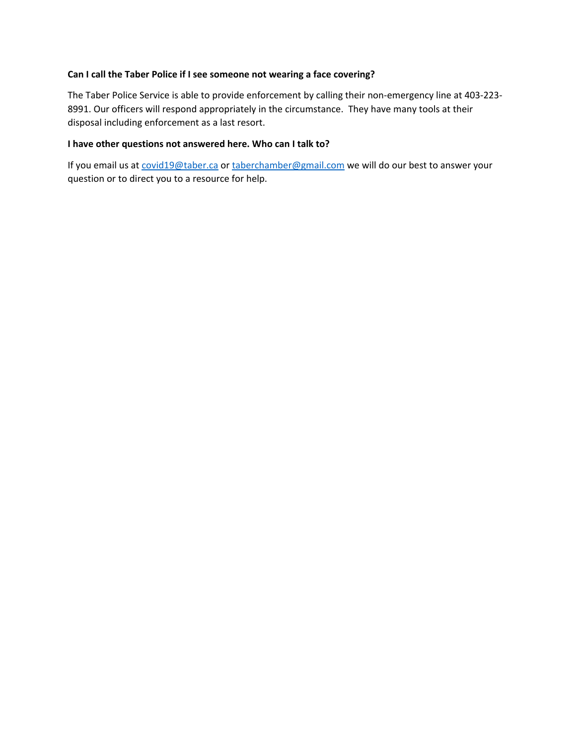**Can I call the Taber Police if I see someone not wearing a face covering?**

The Taber Police Service is able to provide enforcement by calling their non-emergency line at 403-223-8991. Our officers will respond appropriately in the circumstance. They have many tools at their disposal including enforcement as a last resort.

**I have other questions not answered here. Who can I talk to?**

If you email us at covid19@taber.ca or taberchamber@gmail.com we will do our best to answer your question or to direct you to a resource for help.